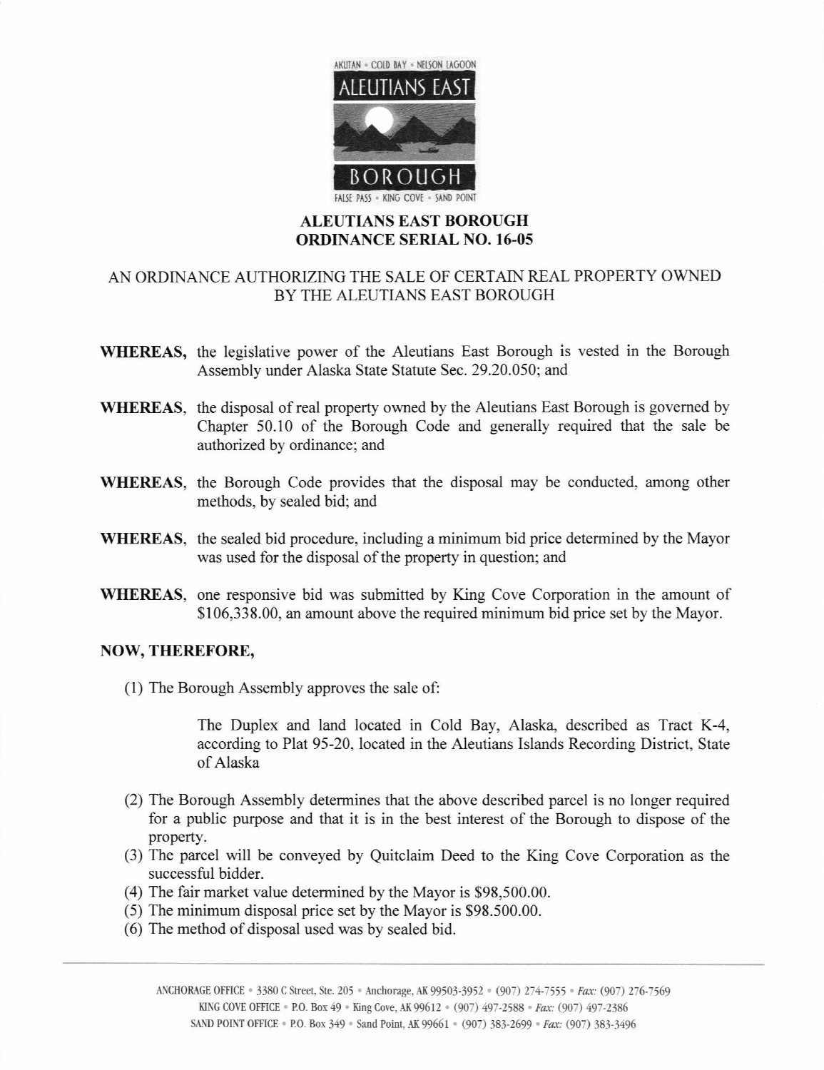AKUTAN • COLD BAY • NELSON LAGOON

ALEUTIANS EAST

BOROUGH

FALSE PASS • KING COVE • SAND POINT

# ALEUTIANS EAST BOROUGH
# ORDINANCE SERIAL NO. 16-05

AN ORDINANCE AUTHORIZING THE SALE OF CERTAIN REAL PROPERTY OWNED BY THE ALEUTIANS EAST BOROUGH

**WHEREAS,** the legislative power of the Aleutians East Borough is vested in the Borough Assembly under Alaska State Statute Sec. 29.20.050; and

**WHEREAS**, the disposal of real property owned by the Aleutians East Borough is governed by Chapter 50.10 of the Borough Code and generally required that the sale be authorized by ordinance; and

**WHEREAS**, the Borough Code provides that the disposal may be conducted, among other methods, by sealed bid; and

**WHEREAS**, the sealed bid procedure, including a minimum bid price determined by the Mayor was used for the disposal of the property in question; and

**WHEREAS**, one responsive bid was submitted by King Cove Corporation in the amount of $106,338.00, an amount above the required minimum bid price set by the Mayor.

**NOW, THEREFORE,**

(1) The Borough Assembly approves the sale of:

> The Duplex and land located in Cold Bay, Alaska, described as Tract K-4, according to Plat 95-20, located in the Aleutians Islands Recording District, State of Alaska

(2) The Borough Assembly determines that the above described parcel is no longer required for a public purpose and that it is in the best interest of the Borough to dispose of the property.

(3) The parcel will be conveyed by Quitclaim Deed to the King Cove Corporation as the successful bidder.

(4) The fair market value determined by the Mayor is $98,500.00.

(5) The minimum disposal price set by the Mayor is $98.500.00.

(6) The method of disposal used was by sealed bid.

ANCHORAGE OFFICE • 3380 C Street, Ste. 205 • Anchorage, AK 99503-3952 • (907) 274-7555 • *Fax:* (907) 276-7569
KING COVE OFFICE • P.O. Box 49 • King Cove, AK 99612 • (907) 497-2588 • *Fax:* (907) 497-2386
SAND POINT OFFICE • P.O. Box 349 • Sand Point, AK 99661 • (907) 383-2699 • *Fax:* (907) 383-3496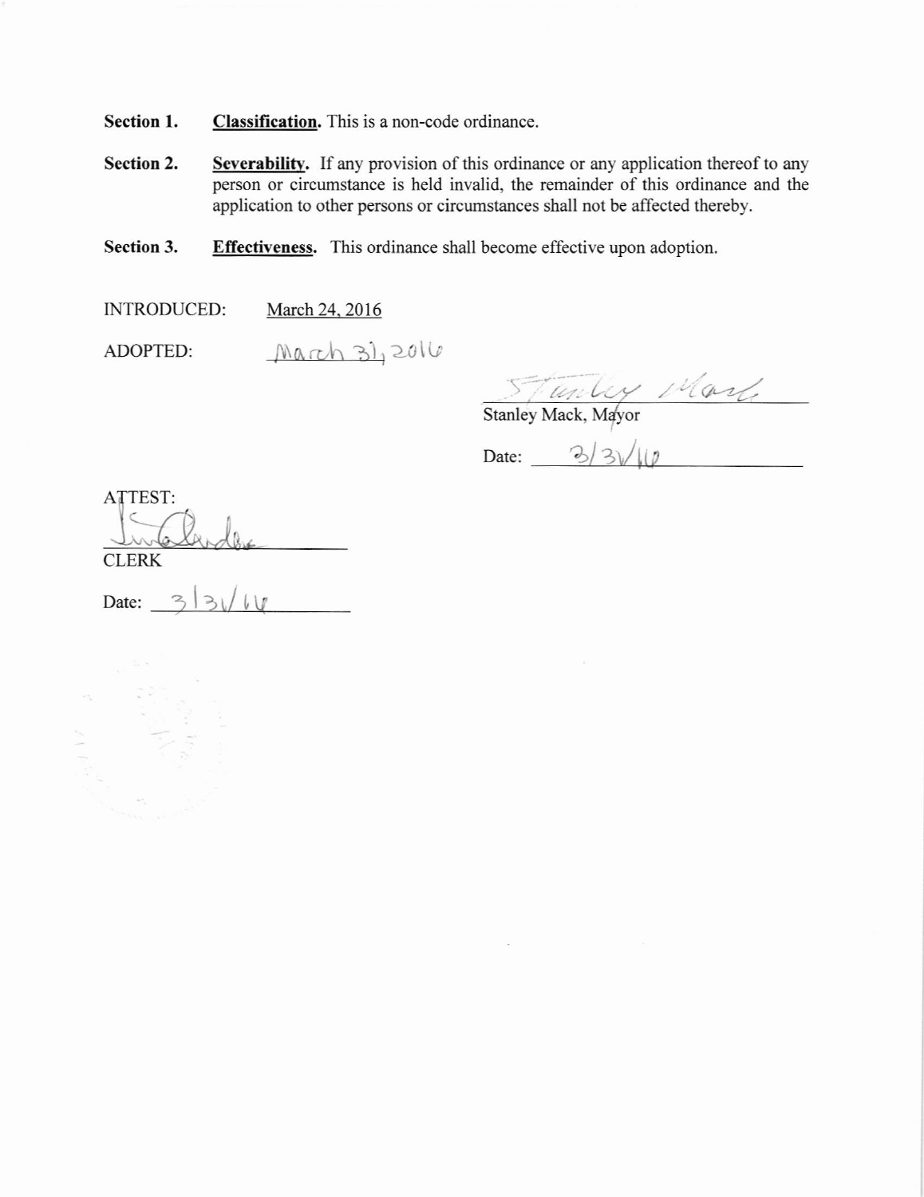**Section 1.** **Classification.** This is a non-code ordinance.

**Section 2.** **Severability.** If any provision of this ordinance or any application thereof to any person or circumstance is held invalid, the remainder of this ordinance and the application to other persons or circumstances shall not be affected thereby.

**Section 3.** **Effectiveness.** This ordinance shall become effective upon adoption.

INTRODUCED: March 24, 2016

ADOPTED: March 31, 2016

Stanley Mack

Stanley Mack, Mayor

Date: 3/31/16

ATTEST:

CLERK

Date: 3/31/16